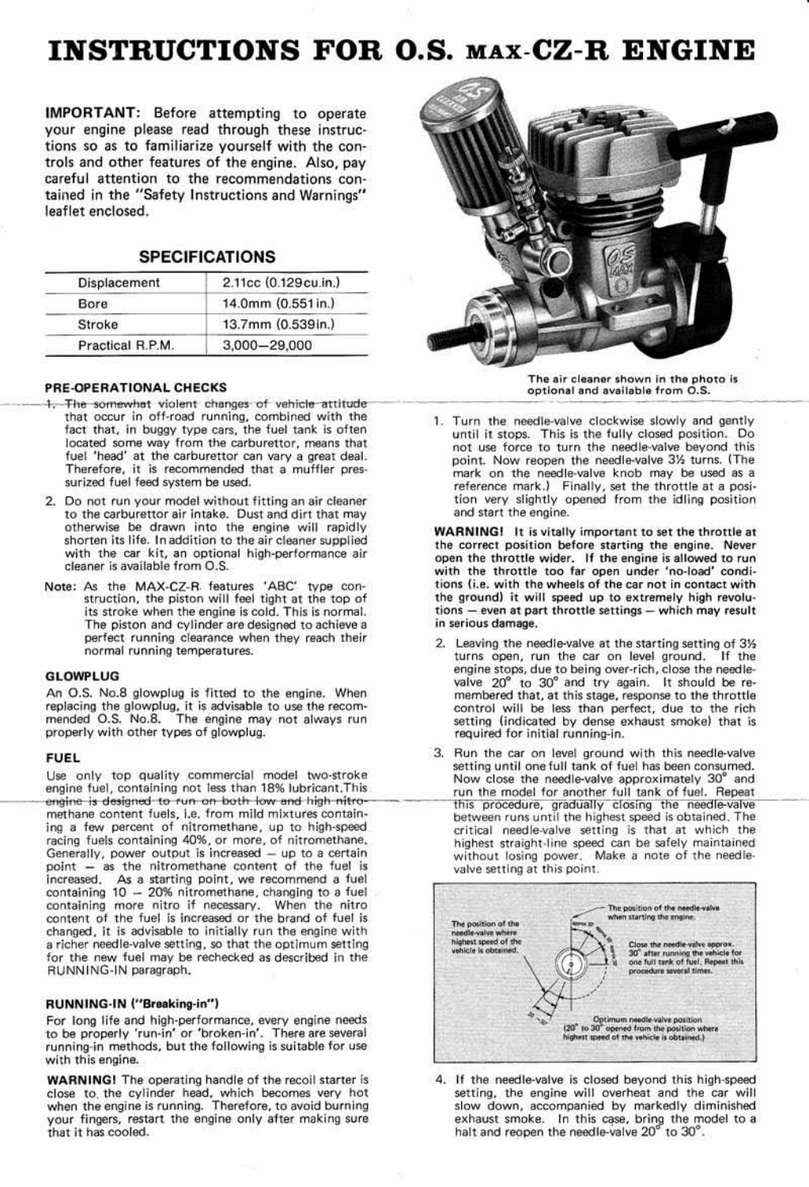# INSTRUCTIONS FOR O.S. MAX-CZ-R ENGINE

**IMPORTANT:** Before attempting to operate your engine please read through these instructions so as to familiarize yourself with the controls and other features of the engine. Also, pay careful attention to the recommendations contained in the "Safety Instructions and Warnings" leaflet enclosed.

## SPECIFICATIONS

| | |
|---|---|
| Displacement | 2.11cc (0.129cu.in.) |
| Bore | 14.0mm (0.551in.) |
| Stroke | 13.7mm (0.539in.) |
| Practical R.P.M. | 3,000—29,000 |

The air cleaner shown in the photo is optional and available from O.S.

### PRE-OPERATIONAL CHECKS

1. The somewhat violent changes of vehicle attitude that occur in off-road running, combined with the fact that, in buggy type cars, the fuel tank is often located some way from the carburettor, means that fuel 'head' at the carburettor can vary a great deal. Therefore, it is recommended that a muffler pressurized fuel feed system be used.
2. Do not run your model without fitting an air cleaner to the carburettor air intake. Dust and dirt that may otherwise be drawn into the engine will rapidly shorten its life. In addition to the air cleaner supplied with the car kit, an optional high-performance air cleaner is available from O.S.

Note: As the MAX-CZ-R features 'ABC' type construction, the piston will feel tight at the top of its stroke when the engine is cold. This is normal. The piston and cylinder are designed to achieve a perfect running clearance when they reach their normal running temperatures.

### GLOWPLUG

An O.S. No.8 glowplug is fitted to the engine. When replacing the glowplug, it is advisable to use the recommended O.S. No.8. The engine may not always run properly with other types of glowplug.

### FUEL

Use only top quality commercial model two-stroke engine fuel, containing not less than 18% lubricant. This engine is designed to run on both low and high nitromethane content fuels, i.e. from mild mixtures containing a few percent of nitromethane, up to high-speed racing fuels containing 40%, or more, of nitromethane. Generally, power output is increased — up to a certain point — as the nitromethane content of the fuel is increased. As a starting point, we recommend a fuel containing 10 — 20% nitromethane, changing to a fuel containing more nitro if necessary. When the nitro content of the fuel is increased or the brand of fuel is changed, it is advisable to initially run the engine with a richer needle-valve setting, so that the optimum setting for the new fuel may be rechecked as described in the RUNNING-IN paragraph.

### RUNNING-IN ("Breaking-in")

For long life and high-performance, every engine needs to be properly 'run-in' or 'broken-in'. There are several running-in methods, but the following is suitable for use with this engine.

**WARNING!** The operating handle of the recoil starter is close to the cylinder head, which becomes very hot when the engine is running. Therefore, to avoid burning your fingers, restart the engine only after making sure that it has cooled.

1. Turn the needle-valve clockwise slowly and gently until it stops. This is the fully closed position. Do not use force to turn the needle-valve beyond this point. Now reopen the needle-valve 3½ turns. (The mark on the needle-valve knob may be used as a reference mark.) Finally, set the throttle at a position very slightly opened from the idling position and start the engine.

**WARNING! It is vitally important to set the throttle at the correct position before starting the engine. Never open the throttle wider. If the engine is allowed to run with the throttle too far open under 'no-load' conditions (i.e. with the wheels of the car not in contact with the ground) it will speed up to extremely high revolutions — even at part throttle settings — which may result in serious damage.**

2. Leaving the needle-valve at the starting setting of 3½ turns open, run the car on level ground. If the engine stops, due to being over-rich, close the needle-valve 20° to 30° and try again. It should be remembered that, at this stage, response to the throttle control will be less than perfect, due to the rich setting (indicated by dense exhaust smoke) that is required for initial running-in.
3. Run the car on level ground with this needle-valve setting until one full tank of fuel has been consumed. Now close the needle-valve approximately 30° and run the model for another full tank of fuel. Repeat this procedure, gradually closing the needle-valve between runs until the highest speed is obtained. The critical needle-valve setting is that at which the highest straight-line speed can be safely maintained without losing power. Make a note of the needle-valve setting at this point.

The position of the needle-valve when starting the engine.

The position of the needle-valve where highest speed of the vehicle is obtained.

Close the needle-valve approx. 30° after running the vehicle for one full tank of fuel. Repeat this procedure several times.

Optimum needle-valve position (20° to 30° opened from the position where highest speed of the vehicle is obtained.)

4. If the needle-valve is closed beyond this high-speed setting, the engine will overheat and the car will slow down, accompanied by markedly diminished exhaust smoke. In this case, bring the model to a halt and reopen the needle-valve 20° to 30°.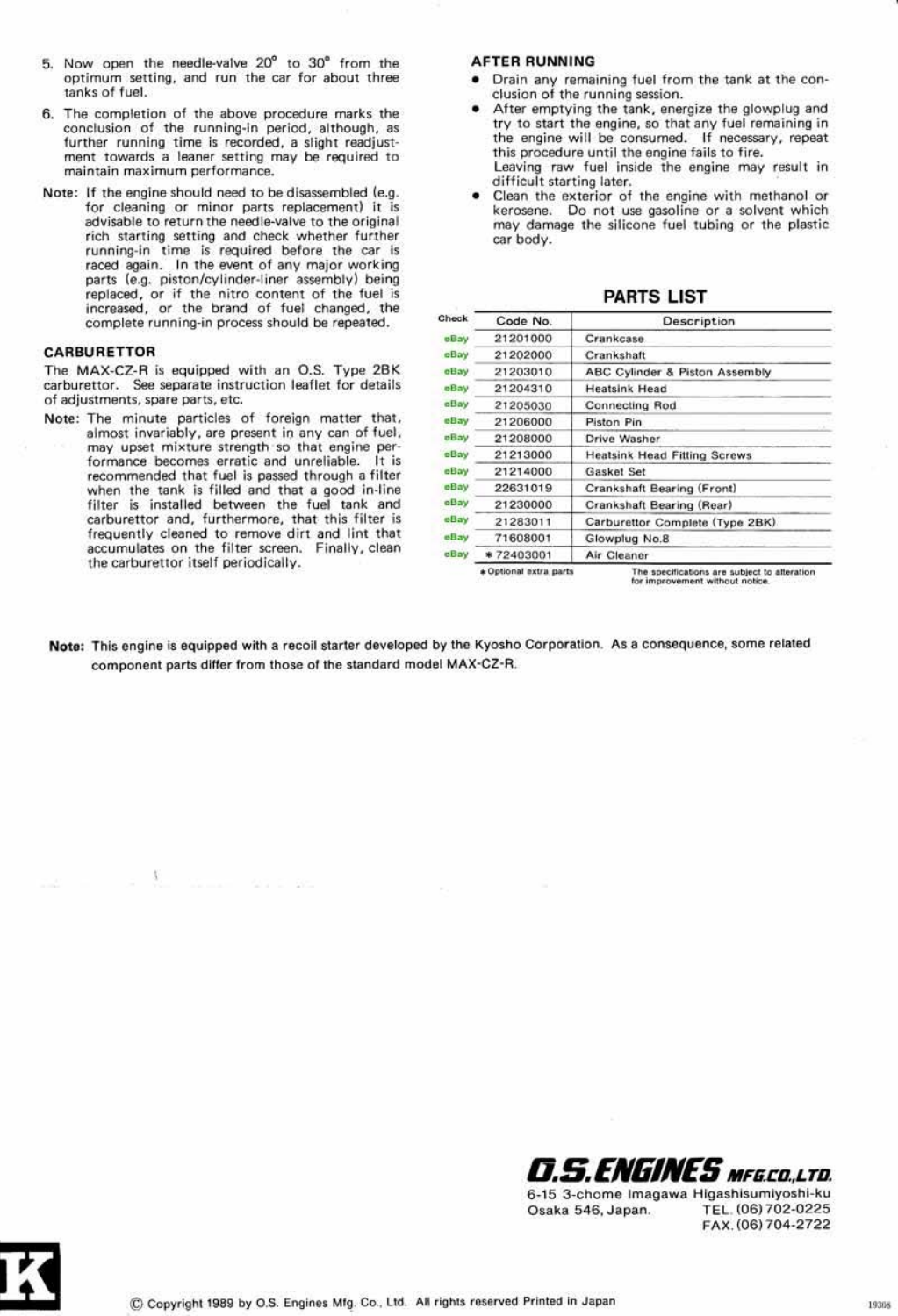5. Now open the needle-valve 20° to 30° from the optimum setting, and run the car for about three tanks of fuel.
6. The completion of the above procedure marks the conclusion of the running-in period, although, as further running time is recorded, a slight readjustment towards a leaner setting may be required to maintain maximum performance.

**Note:** If the engine should need to be disassembled (e.g. for cleaning or minor parts replacement) it is advisable to return the needle-valve to the original rich starting setting and check whether further running-in time is required before the car is raced again. In the event of any major working parts (e.g. piston/cylinder-liner assembly) being replaced, or if the nitro content of the fuel is increased, or the brand of fuel changed, the complete running-in process should be repeated.

### CARBURETTOR

The MAX-CZ-R is equipped with an O.S. Type 2BK carburettor. See separate instruction leaflet for details of adjustments, spare parts, etc.

**Note:** The minute particles of foreign matter that, almost invariably, are present in any can of fuel, may upset mixture strength so that engine performance becomes erratic and unreliable. It is recommended that fuel is passed through a filter when the tank is filled and that a good in-line filter is installed between the fuel tank and carburettor and, furthermore, that this filter is frequently cleaned to remove dirt and lint that accumulates on the filter screen. Finally, clean the carburettor itself periodically.

### AFTER RUNNING

- Drain any remaining fuel from the tank at the conclusion of the running session.
- After emptying the tank, energize the glowplug and try to start the engine, so that any fuel remaining in the engine will be consumed. If necessary, repeat this procedure until the engine fails to fire.
  Leaving raw fuel inside the engine may result in difficult starting later.
- Clean the exterior of the engine with methanol or kerosene. Do not use gasoline or a solvent which may damage the silicone fuel tubing or the plastic car body.

## PARTS LIST

| Check | Code No. | Description |
|---|---|---|
| eBay | 21201000 | Crankcase |
| eBay | 21202000 | Crankshaft |
| eBay | 21203010 | ABC Cylinder & Piston Assembly |
| eBay | 21204310 | Heatsink Head |
| eBay | 21205030 | Connecting Rod |
| eBay | 21206000 | Piston Pin |
| eBay | 21208000 | Drive Washer |
| eBay | 21213000 | Heatsink Head Fitting Screws |
| eBay | 21214000 | Gasket Set |
| eBay | 22631019 | Crankshaft Bearing (Front) |
| eBay | 21230000 | Crankshaft Bearing (Rear) |
| eBay | 21283011 | Carburettor Complete (Type 2BK) |
| eBay | 71608001 | Glowplug No.8 |
| eBay | * 72403001 | Air Cleaner |

* Optional extra parts

The specifications are subject to alteration for improvement without notice.

**Note:** This engine is equipped with a recoil starter developed by the Kyosho Corporation. As a consequence, some related component parts differ from those of the standard model MAX-CZ-R.

**O.S. ENGINES MFG.CO.,LTD.**
6-15 3-chome Imagawa Higashisumiyoshi-ku
Osaka 546, Japan.
TEL. (06) 702-0225
FAX. (06) 704-2722

© Copyright 1989 by O.S. Engines Mfg. Co., Ltd. All rights reserved Printed in Japan